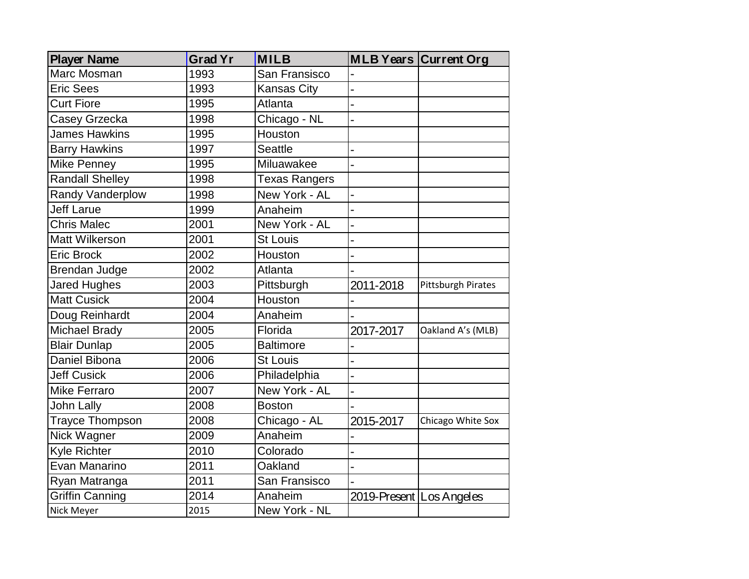| Player Name | Grad Yr | MILB | MLB Years | Current Org |
|---|---|---|---|---|
| Marc Mosman | 1993 | San Fransisco | - | |
| Eric Sees | 1993 | Kansas City | - | |
| Curt Fiore | 1995 | Atlanta | - | |
| Casey Grzecka | 1998 | Chicago - NL | - | |
| James Hawkins | 1995 | Houston | | |
| Barry Hawkins | 1997 | Seattle | - | |
| Mike Penney | 1995 | Miluawakee | - | |
| Randall Shelley | 1998 | Texas Rangers | | |
| Randy Vanderplow | 1998 | New York - AL | - | |
| Jeff Larue | 1999 | Anaheim | - | |
| Chris Malec | 2001 | New York - AL | - | |
| Matt Wilkerson | 2001 | St Louis | - | |
| Eric Brock | 2002 | Houston | - | |
| Brendan Judge | 2002 | Atlanta | - | |
| Jared Hughes | 2003 | Pittsburgh | 2011-2018 | Pittsburgh Pirates |
| Matt Cusick | 2004 | Houston | - | |
| Doug Reinhardt | 2004 | Anaheim | - | |
| Michael Brady | 2005 | Florida | 2017-2017 | Oakland A's (MLB) |
| Blair Dunlap | 2005 | Baltimore | - | |
| Daniel Bibona | 2006 | St Louis | - | |
| Jeff Cusick | 2006 | Philadelphia | - | |
| Mike Ferraro | 2007 | New York - AL | - | |
| John Lally | 2008 | Boston | - | |
| Trayce Thompson | 2008 | Chicago - AL | 2015-2017 | Chicago White Sox |
| Nick Wagner | 2009 | Anaheim | - | |
| Kyle Richter | 2010 | Colorado | - | |
| Evan Manarino | 2011 | Oakland | - | |
| Ryan Matranga | 2011 | San Fransisco | - | |
| Griffin Canning | 2014 | Anaheim | 2019-Present | Los Angeles |
| Nick Meyer | 2015 | New York - NL | | |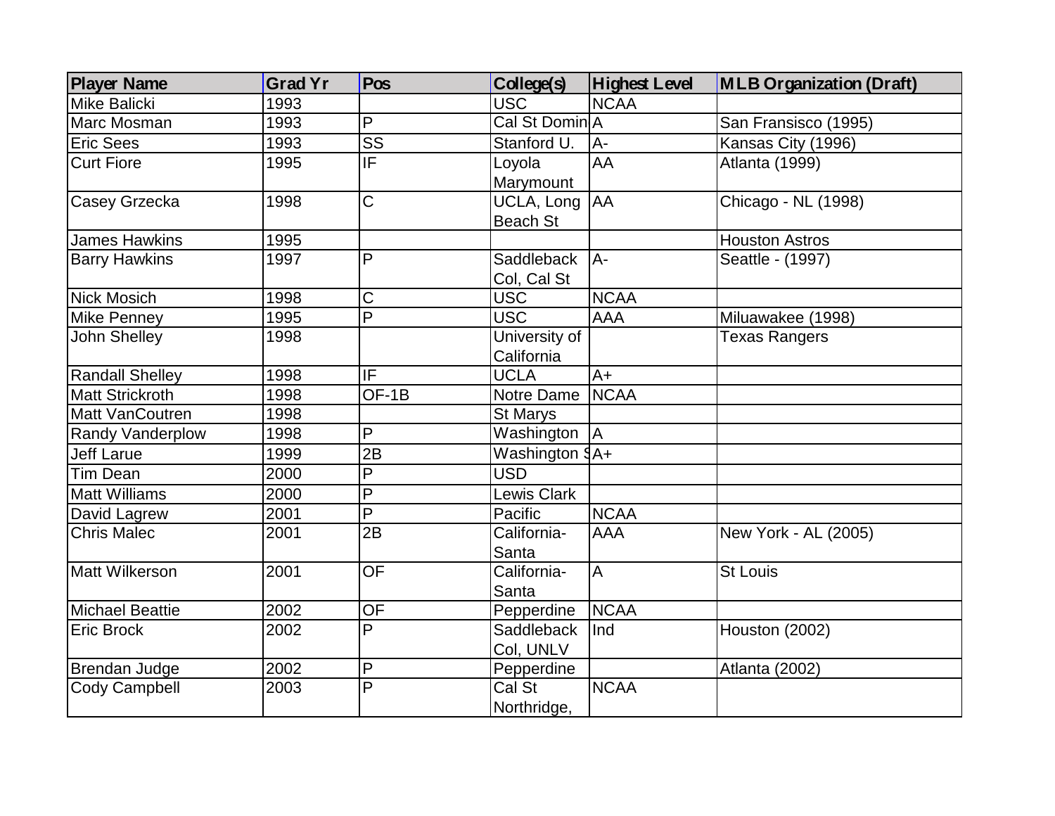| Player Name | Grad Yr | Pos | College(s) | Highest Level | MLB Organization (Draft) |
|---|---|---|---|---|---|
| Mike Balicki | 1993 | | USC | NCAA | |
| Marc Mosman | 1993 | P | Cal St Domin | A | San Fransisco (1995) |
| Eric Sees | 1993 | SS | Stanford U. | A- | Kansas City (1996) |
| Curt Fiore | 1995 | IF | Loyola Marymount | AA | Atlanta (1999) |
| Casey Grzecka | 1998 | C | UCLA, Long Beach St | AA | Chicago - NL (1998) |
| James Hawkins | 1995 | | | | Houston Astros |
| Barry Hawkins | 1997 | P | Saddleback Col, Cal St | A- | Seattle - (1997) |
| Nick Mosich | 1998 | C | USC | NCAA | |
| Mike Penney | 1995 | P | USC | AAA | Miluawakee (1998) |
| John Shelley | 1998 | | University of California | | Texas Rangers |
| Randall Shelley | 1998 | IF | UCLA | A+ | |
| Matt Strickroth | 1998 | OF-1B | Notre Dame | NCAA | |
| Matt VanCoutren | 1998 | | St Marys | | |
| Randy Vanderplow | 1998 | P | Washington | A | |
| Jeff Larue | 1999 | 2B | Washington S | A+ | |
| Tim Dean | 2000 | P | USD | | |
| Matt Williams | 2000 | P | Lewis Clark | | |
| David Lagrew | 2001 | P | Pacific | NCAA | |
| Chris Malec | 2001 | 2B | California-Santa | AAA | New York - AL (2005) |
| Matt Wilkerson | 2001 | OF | California-Santa | A | St Louis |
| Michael Beattie | 2002 | OF | Pepperdine | NCAA | |
| Eric Brock | 2002 | P | Saddleback Col, UNLV | Ind | Houston (2002) |
| Brendan Judge | 2002 | P | Pepperdine | | Atlanta (2002) |
| Cody Campbell | 2003 | P | Cal St Northridge, | NCAA | |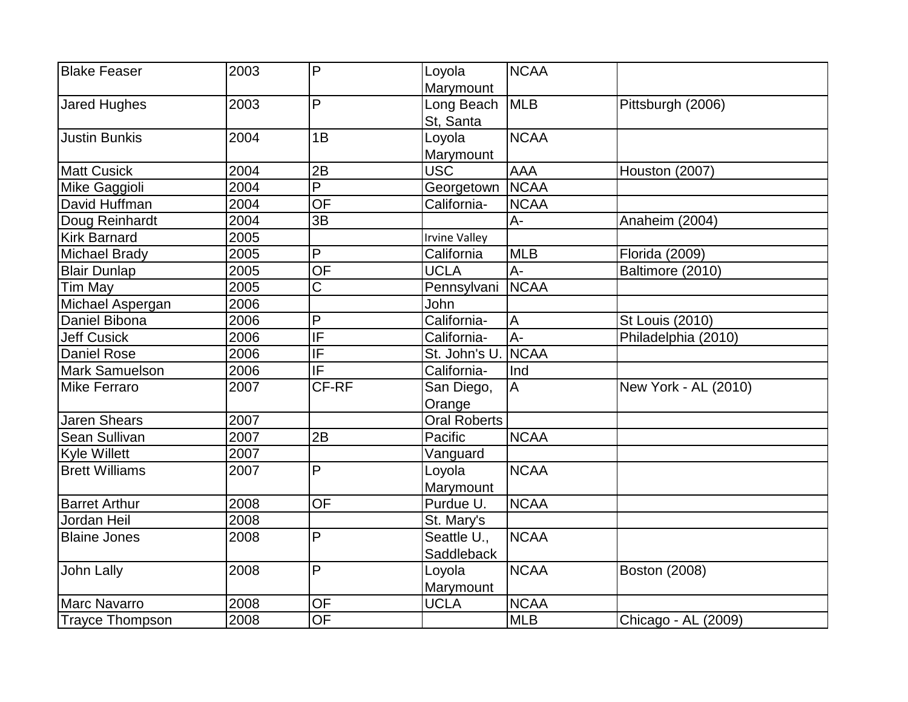| | | | | | |
|---|---|---|---|---|---|
| Blake Feaser | 2003 | P | Loyola Marymount | NCAA | |
| Jared Hughes | 2003 | P | Long Beach St, Santa | MLB | Pittsburgh (2006) |
| Justin Bunkis | 2004 | 1B | Loyola Marymount | NCAA | |
| Matt Cusick | 2004 | 2B | USC | AAA | Houston (2007) |
| Mike Gaggioli | 2004 | P | Georgetown | NCAA | |
| David Huffman | 2004 | OF | California- | NCAA | |
| Doug Reinhardt | 2004 | 3B | | A- | Anaheim (2004) |
| Kirk Barnard | 2005 | | Irvine Valley | | |
| Michael Brady | 2005 | P | California | MLB | Florida (2009) |
| Blair Dunlap | 2005 | OF | UCLA | A- | Baltimore (2010) |
| Tim May | 2005 | C | Pennsylvani | NCAA | |
| Michael Aspergan | 2006 | | John | | |
| Daniel Bibona | 2006 | P | California- | A | St Louis (2010) |
| Jeff Cusick | 2006 | IF | California- | A- | Philadelphia (2010) |
| Daniel Rose | 2006 | IF | St. John's U. | NCAA | |
| Mark Samuelson | 2006 | IF | California- | Ind | |
| Mike Ferraro | 2007 | CF-RF | San Diego, Orange | A | New York - AL (2010) |
| Jaren Shears | 2007 | | Oral Roberts | | |
| Sean Sullivan | 2007 | 2B | Pacific | NCAA | |
| Kyle Willett | 2007 | | Vanguard | | |
| Brett Williams | 2007 | P | Loyola Marymount | NCAA | |
| Barret Arthur | 2008 | OF | Purdue U. | NCAA | |
| Jordan Heil | 2008 | | St. Mary's | | |
| Blaine Jones | 2008 | P | Seattle U., Saddleback | NCAA | |
| John Lally | 2008 | P | Loyola Marymount | NCAA | Boston (2008) |
| Marc Navarro | 2008 | OF | UCLA | NCAA | |
| Trayce Thompson | 2008 | OF | | MLB | Chicago - AL (2009) |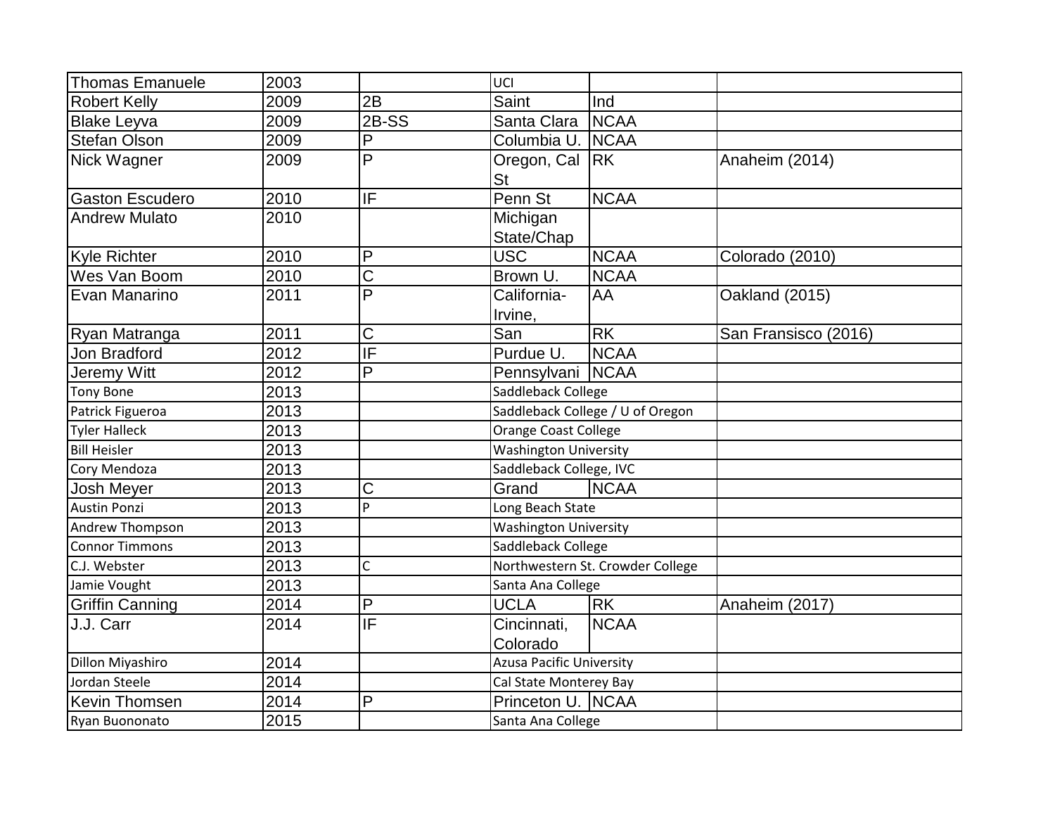| Thomas Emanuele | 2003 | | UCI | | |
|---|---|---|---|---|---|
| Robert Kelly | 2009 | 2B | Saint | Ind | |
| Blake Leyva | 2009 | 2B-SS | Santa Clara | NCAA | |
| Stefan Olson | 2009 | P | Columbia U. | NCAA | |
| Nick Wagner | 2009 | P | Oregon, Cal St | RK | Anaheim (2014) |
| Gaston Escudero | 2010 | IF | Penn St | NCAA | |
| Andrew Mulato | 2010 | | Michigan State/Chap | | |
| Kyle Richter | 2010 | P | USC | NCAA | Colorado (2010) |
| Wes Van Boom | 2010 | C | Brown U. | NCAA | |
| Evan Manarino | 2011 | P | California-Irvine, | AA | Oakland (2015) |
| Ryan Matranga | 2011 | C | San | RK | San Fransisco (2016) |
| Jon Bradford | 2012 | IF | Purdue U. | NCAA | |
| Jeremy Witt | 2012 | P | Pennsylvani | NCAA | |
| Tony Bone | 2013 | | Saddleback College | | |
| Patrick Figueroa | 2013 | | Saddleback College / U of Oregon | | |
| Tyler Halleck | 2013 | | Orange Coast College | | |
| Bill Heisler | 2013 | | Washington University | | |
| Cory Mendoza | 2013 | | Saddleback College, IVC | | |
| Josh Meyer | 2013 | C | Grand | NCAA | |
| Austin Ponzi | 2013 | P | Long Beach State | | |
| Andrew Thompson | 2013 | | Washington University | | |
| Connor Timmons | 2013 | | Saddleback College | | |
| C.J. Webster | 2013 | C | Northwestern St. Crowder College | | |
| Jamie Vought | 2013 | | Santa Ana College | | |
| Griffin Canning | 2014 | P | UCLA | RK | Anaheim (2017) |
| J.J. Carr | 2014 | IF | Cincinnati, Colorado | NCAA | |
| Dillon Miyashiro | 2014 | | Azusa Pacific University | | |
| Jordan Steele | 2014 | | Cal State Monterey Bay | | |
| Kevin Thomsen | 2014 | P | Princeton U. | NCAA | |
| Ryan Buononato | 2015 | | Santa Ana College | | |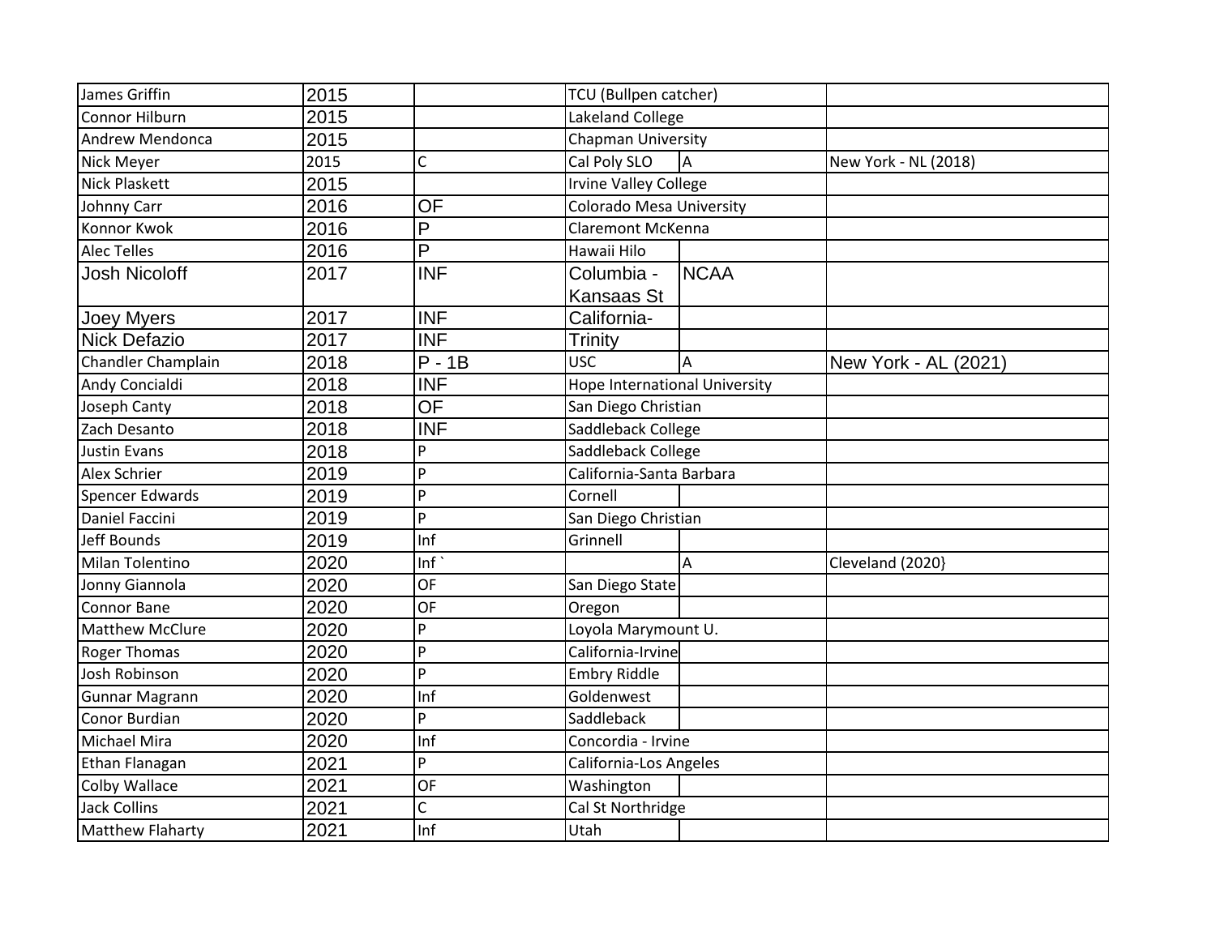| | | | | | |
|---|---|---|---|---|---|
| James Griffin | 2015 | | TCU (Bullpen catcher) | | |
| Connor Hilburn | 2015 | | Lakeland College | | |
| Andrew Mendonca | 2015 | | Chapman University | | |
| Nick Meyer | 2015 | C | Cal Poly SLO | A | New York - NL (2018) |
| Nick Plaskett | 2015 | | Irvine Valley College | | |
| Johnny Carr | 2016 | OF | Colorado Mesa University | | |
| Konnor Kwok | 2016 | P | Claremont McKenna | | |
| Alec Telles | 2016 | P | Hawaii Hilo | | |
| Josh Nicoloff | 2017 | INF | Columbia - Kansaas St | NCAA | |
| Joey Myers | 2017 | INF | California- | | |
| Nick Defazio | 2017 | INF | Trinity | | |
| Chandler Champlain | 2018 | P - 1B | USC | A | New York - AL (2021) |
| Andy Concialdi | 2018 | INF | Hope International University | | |
| Joseph Canty | 2018 | OF | San Diego Christian | | |
| Zach Desanto | 2018 | INF | Saddleback College | | |
| Justin Evans | 2018 | P | Saddleback College | | |
| Alex Schrier | 2019 | P | California-Santa Barbara | | |
| Spencer Edwards | 2019 | P | Cornell | | |
| Daniel Faccini | 2019 | P | San Diego Christian | | |
| Jeff Bounds | 2019 | Inf | Grinnell | | |
| Milan Tolentino | 2020 | Inf ` | | A | Cleveland (2020} |
| Jonny Giannola | 2020 | OF | San Diego State | | |
| Connor Bane | 2020 | OF | Oregon | | |
| Matthew McClure | 2020 | P | Loyola Marymount U. | | |
| Roger Thomas | 2020 | P | California-Irvine | | |
| Josh Robinson | 2020 | P | Embry Riddle | | |
| Gunnar Magrann | 2020 | Inf | Goldenwest | | |
| Conor Burdian | 2020 | P | Saddleback | | |
| Michael Mira | 2020 | Inf | Concordia - Irvine | | |
| Ethan Flanagan | 2021 | P | California-Los Angeles | | |
| Colby Wallace | 2021 | OF | Washington | | |
| Jack Collins | 2021 | C | Cal St Northridge | | |
| Matthew Flaharty | 2021 | Inf | Utah | | |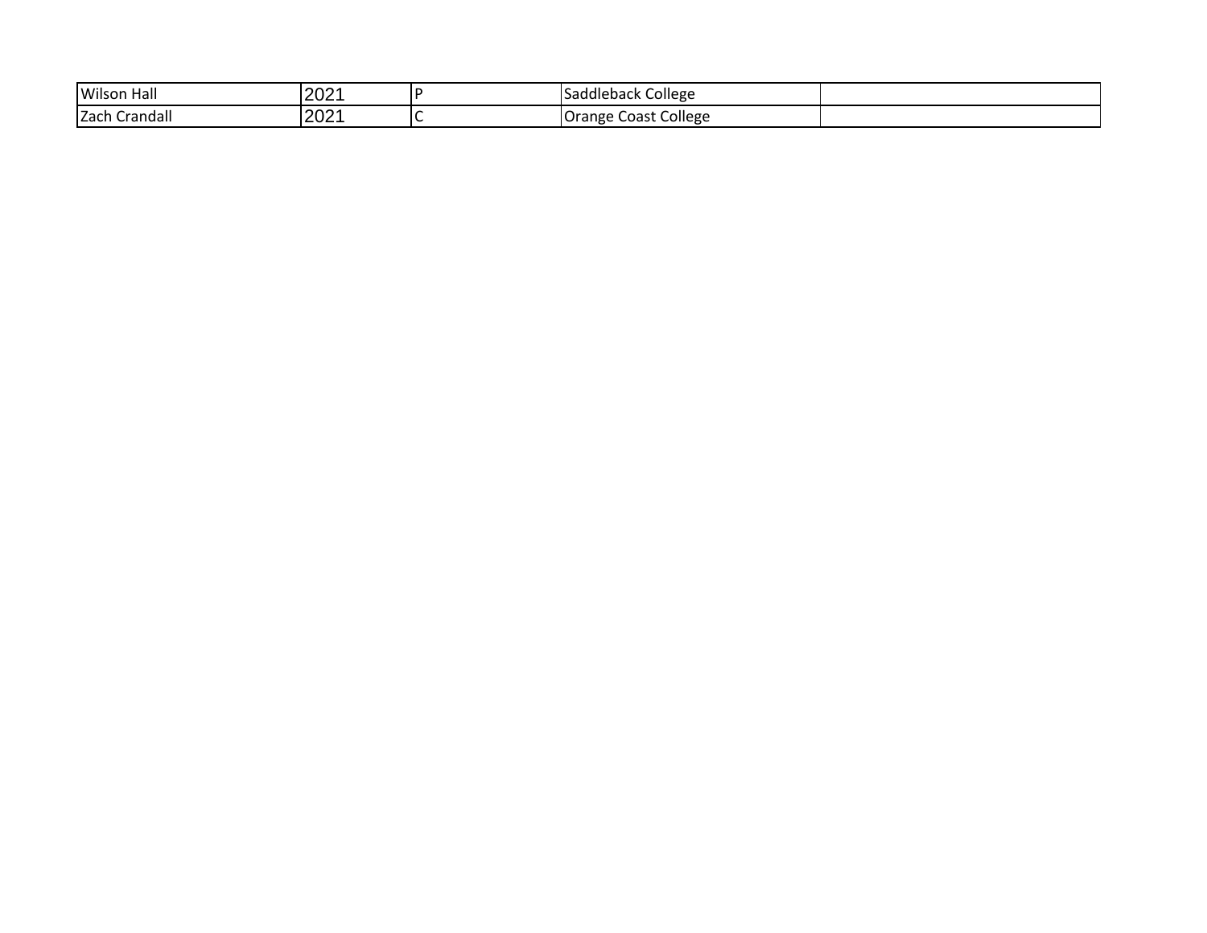| | | | | |
|---|---|---|---|---|
| Wilson Hall | 2021 | P | Saddleback College | |
| Zach Crandall | 2021 | C | Orange Coast College | |